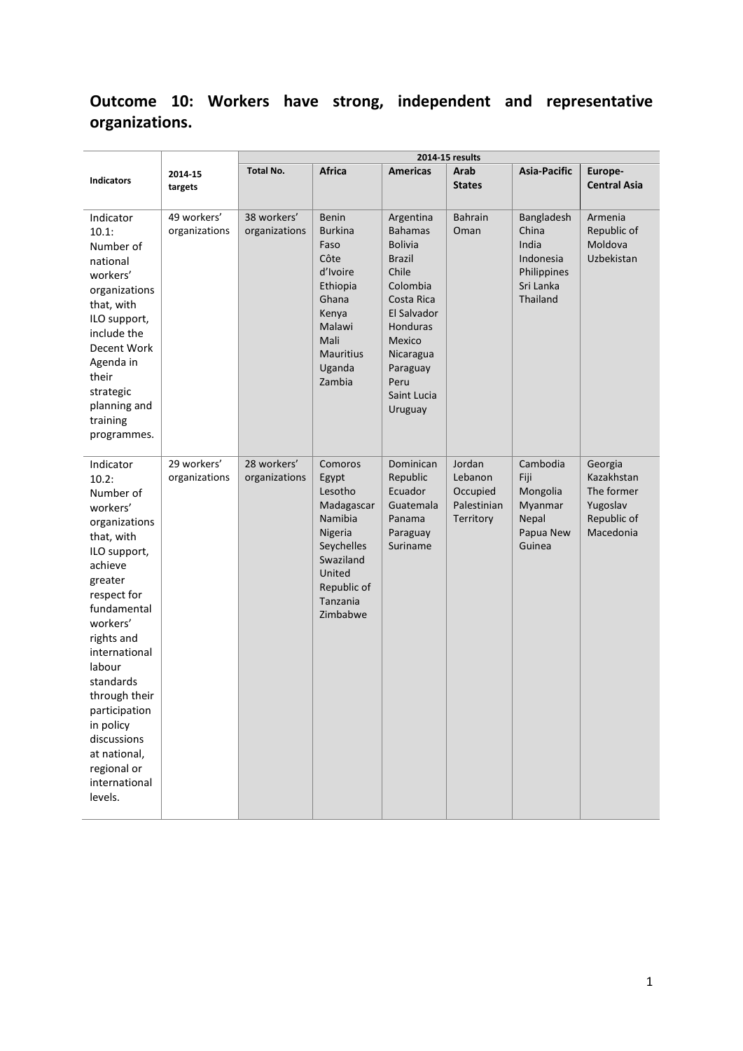## Outcome 10: Workers have strong, independent and representative organizations.

| Indicators | 2014-15 targets | 2014-15 results | | | | | |
|---|---|---|---|---|---|---|---|
| | | Total No. | Africa | Americas | Arab States | Asia-Pacific | Europe-Central Asia |
| Indicator 10.1: Number of national workers' organizations that, with ILO support, include the Decent Work Agenda in their strategic planning and training programmes. | 49 workers' organizations | 38 workers' organizations | Benin<br>Burkina Faso<br>Côte d'Ivoire<br>Ethiopia<br>Ghana<br>Kenya<br>Malawi<br>Mali<br>Mauritius<br>Uganda<br>Zambia | Argentina<br>Bahamas<br>Bolivia<br>Brazil<br>Chile<br>Colombia<br>Costa Rica<br>El Salvador<br>Honduras<br>Mexico<br>Nicaragua<br>Paraguay<br>Peru<br>Saint Lucia<br>Uruguay | Bahrain<br>Oman | Bangladesh<br>China<br>India<br>Indonesia<br>Philippines<br>Sri Lanka<br>Thailand | Armenia<br>Republic of Moldova<br>Uzbekistan |
| Indicator 10.2: Number of workers' organizations that, with ILO support, achieve greater respect for fundamental workers' rights and international labour standards through their participation in policy discussions at national, regional or international levels. | 29 workers' organizations | 28 workers' organizations | Comoros<br>Egypt<br>Lesotho<br>Madagascar<br>Namibia<br>Nigeria<br>Seychelles<br>Swaziland<br>United Republic of Tanzania<br>Zimbabwe | Dominican Republic<br>Ecuador<br>Guatemala<br>Panama<br>Paraguay<br>Suriname | Jordan<br>Lebanon<br>Occupied Palestinian Territory | Cambodia<br>Fiji<br>Mongolia<br>Myanmar<br>Nepal<br>Papua New Guinea | Georgia<br>Kazakhstan<br>The former Yugoslav Republic of Macedonia |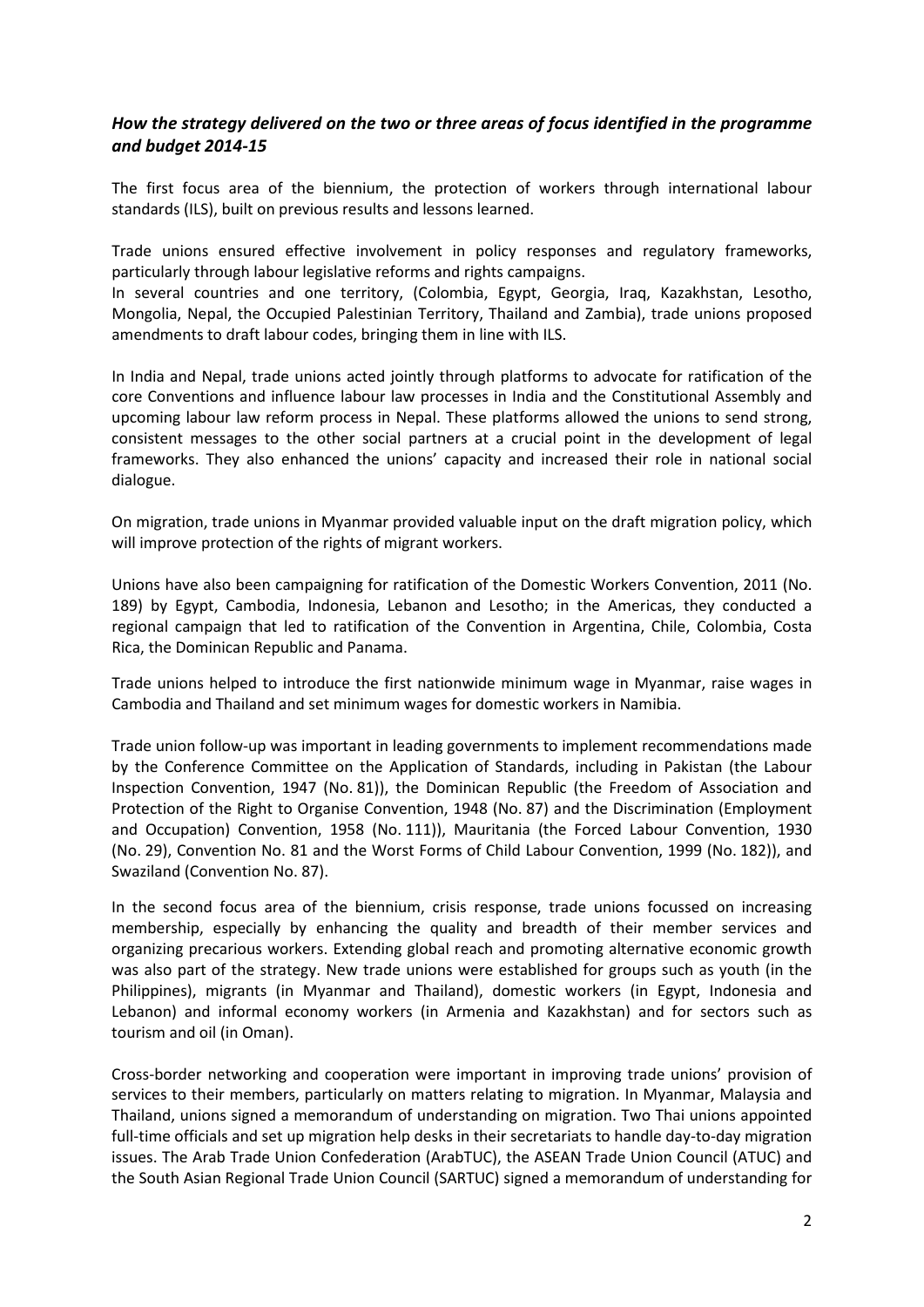### *How the strategy delivered on the two or three areas of focus identified in the programme and budget 2014-15*

The first focus area of the biennium, the protection of workers through international labour standards (ILS), built on previous results and lessons learned.

Trade unions ensured effective involvement in policy responses and regulatory frameworks, particularly through labour legislative reforms and rights campaigns.
In several countries and one territory, (Colombia, Egypt, Georgia, Iraq, Kazakhstan, Lesotho, Mongolia, Nepal, the Occupied Palestinian Territory, Thailand and Zambia), trade unions proposed amendments to draft labour codes, bringing them in line with ILS.

In India and Nepal, trade unions acted jointly through platforms to advocate for ratification of the core Conventions and influence labour law processes in India and the Constitutional Assembly and upcoming labour law reform process in Nepal. These platforms allowed the unions to send strong, consistent messages to the other social partners at a crucial point in the development of legal frameworks. They also enhanced the unions' capacity and increased their role in national social dialogue.

On migration, trade unions in Myanmar provided valuable input on the draft migration policy, which will improve protection of the rights of migrant workers.

Unions have also been campaigning for ratification of the Domestic Workers Convention, 2011 (No. 189) by Egypt, Cambodia, Indonesia, Lebanon and Lesotho; in the Americas, they conducted a regional campaign that led to ratification of the Convention in Argentina, Chile, Colombia, Costa Rica, the Dominican Republic and Panama.

Trade unions helped to introduce the first nationwide minimum wage in Myanmar, raise wages in Cambodia and Thailand and set minimum wages for domestic workers in Namibia.

Trade union follow-up was important in leading governments to implement recommendations made by the Conference Committee on the Application of Standards, including in Pakistan (the Labour Inspection Convention, 1947 (No. 81)), the Dominican Republic (the Freedom of Association and Protection of the Right to Organise Convention, 1948 (No. 87) and the Discrimination (Employment and Occupation) Convention, 1958 (No. 111)), Mauritania (the Forced Labour Convention, 1930 (No. 29), Convention No. 81 and the Worst Forms of Child Labour Convention, 1999 (No. 182)), and Swaziland (Convention No. 87).

In the second focus area of the biennium, crisis response, trade unions focussed on increasing membership, especially by enhancing the quality and breadth of their member services and organizing precarious workers. Extending global reach and promoting alternative economic growth was also part of the strategy. New trade unions were established for groups such as youth (in the Philippines), migrants (in Myanmar and Thailand), domestic workers (in Egypt, Indonesia and Lebanon) and informal economy workers (in Armenia and Kazakhstan) and for sectors such as tourism and oil (in Oman).

Cross-border networking and cooperation were important in improving trade unions' provision of services to their members, particularly on matters relating to migration. In Myanmar, Malaysia and Thailand, unions signed a memorandum of understanding on migration. Two Thai unions appointed full-time officials and set up migration help desks in their secretariats to handle day-to-day migration issues. The Arab Trade Union Confederation (ArabTUC), the ASEAN Trade Union Council (ATUC) and the South Asian Regional Trade Union Council (SARTUC) signed a memorandum of understanding for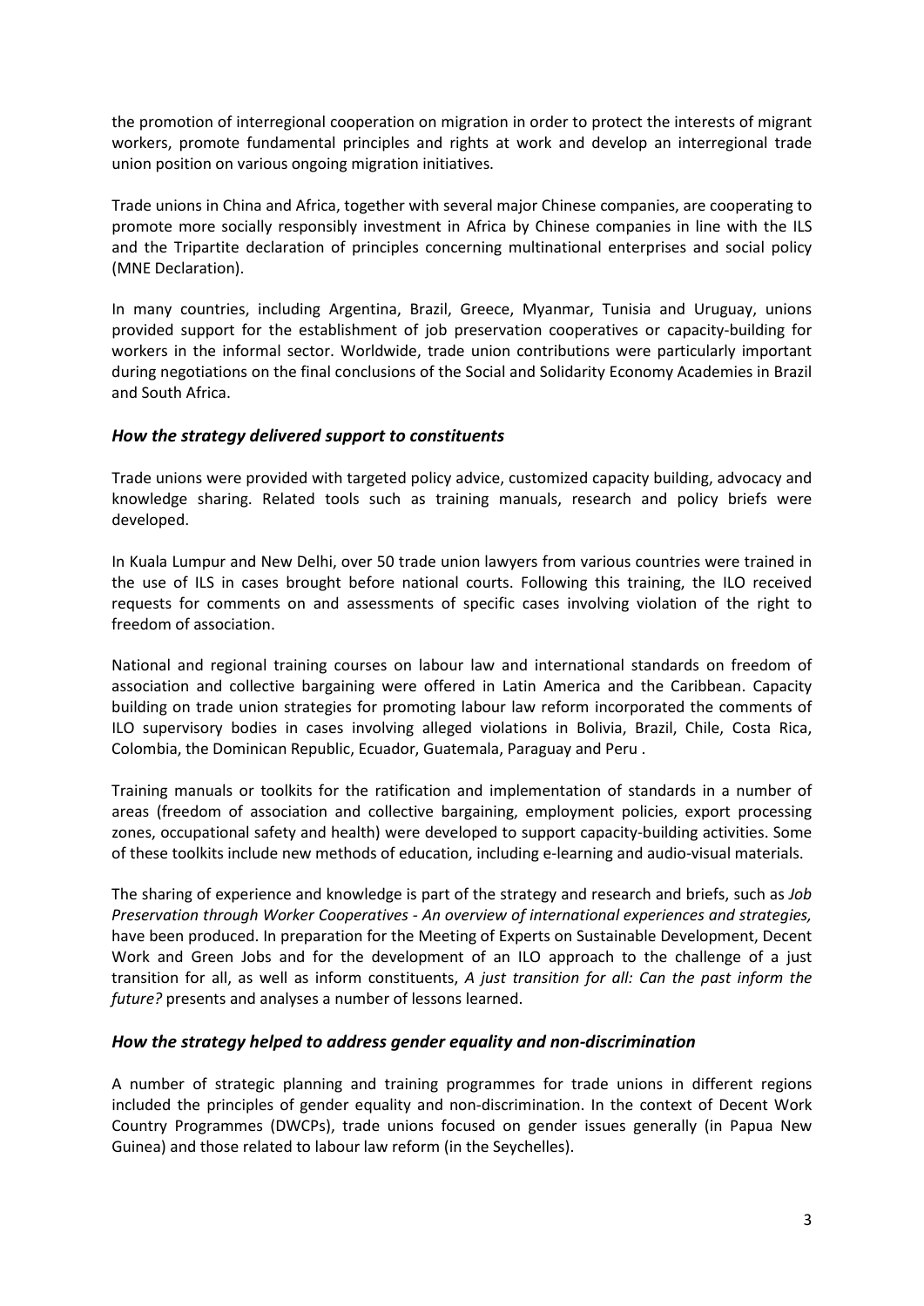the promotion of interregional cooperation on migration in order to protect the interests of migrant workers, promote fundamental principles and rights at work and develop an interregional trade union position on various ongoing migration initiatives.

Trade unions in China and Africa, together with several major Chinese companies, are cooperating to promote more socially responsibly investment in Africa by Chinese companies in line with the ILS and the Tripartite declaration of principles concerning multinational enterprises and social policy (MNE Declaration).

In many countries, including Argentina, Brazil, Greece, Myanmar, Tunisia and Uruguay, unions provided support for the establishment of job preservation cooperatives or capacity-building for workers in the informal sector. Worldwide, trade union contributions were particularly important during negotiations on the final conclusions of the Social and Solidarity Economy Academies in Brazil and South Africa.

### *How the strategy delivered support to constituents*

Trade unions were provided with targeted policy advice, customized capacity building, advocacy and knowledge sharing. Related tools such as training manuals, research and policy briefs were developed.

In Kuala Lumpur and New Delhi, over 50 trade union lawyers from various countries were trained in the use of ILS in cases brought before national courts. Following this training, the ILO received requests for comments on and assessments of specific cases involving violation of the right to freedom of association.

National and regional training courses on labour law and international standards on freedom of association and collective bargaining were offered in Latin America and the Caribbean. Capacity building on trade union strategies for promoting labour law reform incorporated the comments of ILO supervisory bodies in cases involving alleged violations in Bolivia, Brazil, Chile, Costa Rica, Colombia, the Dominican Republic, Ecuador, Guatemala, Paraguay and Peru .

Training manuals or toolkits for the ratification and implementation of standards in a number of areas (freedom of association and collective bargaining, employment policies, export processing zones, occupational safety and health) were developed to support capacity-building activities. Some of these toolkits include new methods of education, including e-learning and audio-visual materials.

The sharing of experience and knowledge is part of the strategy and research and briefs, such as *Job Preservation through Worker Cooperatives - An overview of international experiences and strategies,* have been produced. In preparation for the Meeting of Experts on Sustainable Development, Decent Work and Green Jobs and for the development of an ILO approach to the challenge of a just transition for all, as well as inform constituents, *A just transition for all: Can the past inform the future?* presents and analyses a number of lessons learned.

### *How the strategy helped to address gender equality and non-discrimination*

A number of strategic planning and training programmes for trade unions in different regions included the principles of gender equality and non-discrimination. In the context of Decent Work Country Programmes (DWCPs), trade unions focused on gender issues generally (in Papua New Guinea) and those related to labour law reform (in the Seychelles).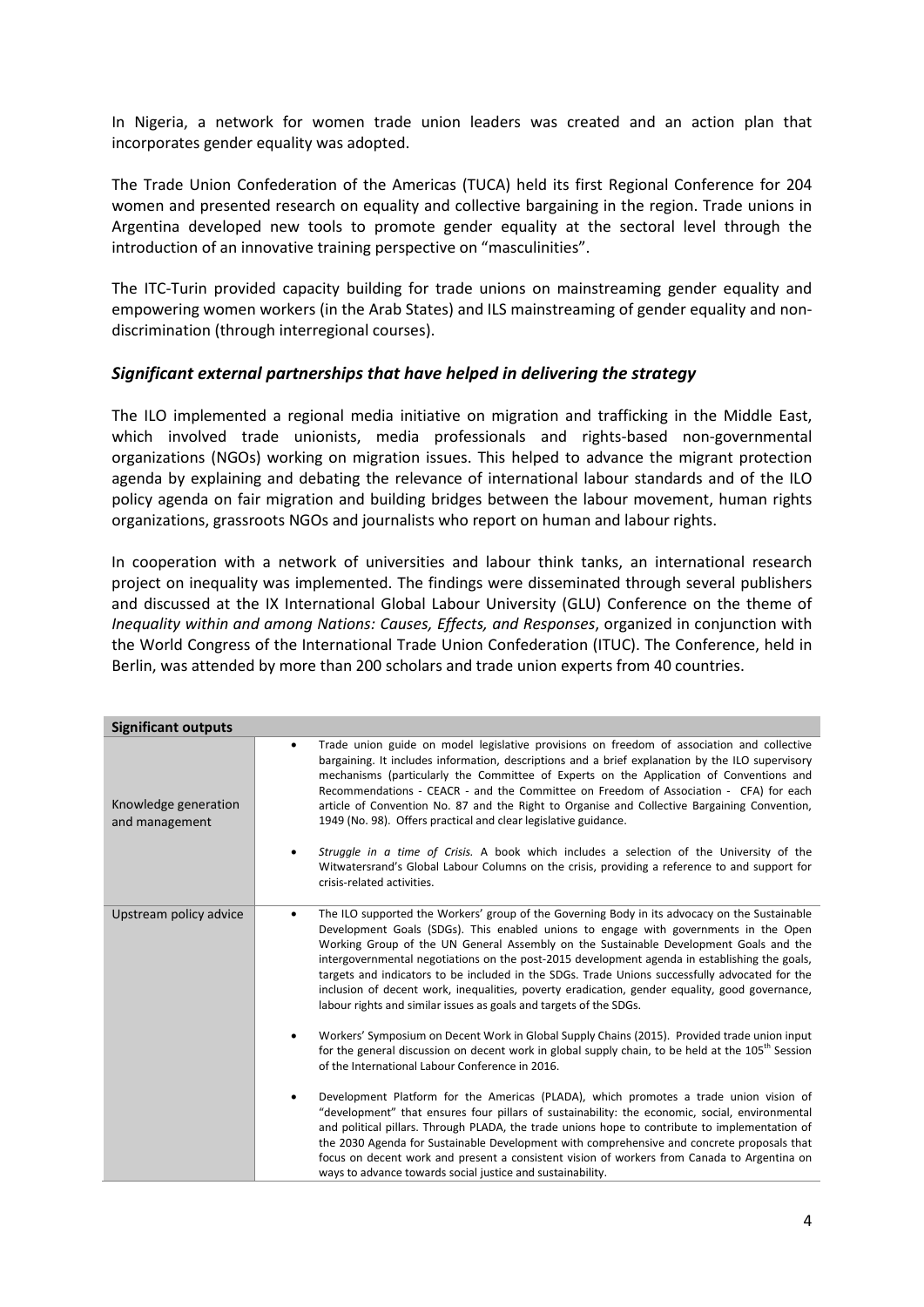In Nigeria, a network for women trade union leaders was created and an action plan that incorporates gender equality was adopted.

The Trade Union Confederation of the Americas (TUCA) held its first Regional Conference for 204 women and presented research on equality and collective bargaining in the region. Trade unions in Argentina developed new tools to promote gender equality at the sectoral level through the introduction of an innovative training perspective on "masculinities".

The ITC-Turin provided capacity building for trade unions on mainstreaming gender equality and empowering women workers (in the Arab States) and ILS mainstreaming of gender equality and non-discrimination (through interregional courses).

### *Significant external partnerships that have helped in delivering the strategy*

The ILO implemented a regional media initiative on migration and trafficking in the Middle East, which involved trade unionists, media professionals and rights-based non-governmental organizations (NGOs) working on migration issues. This helped to advance the migrant protection agenda by explaining and debating the relevance of international labour standards and of the ILO policy agenda on fair migration and building bridges between the labour movement, human rights organizations, grassroots NGOs and journalists who report on human and labour rights.

In cooperation with a network of universities and labour think tanks, an international research project on inequality was implemented. The findings were disseminated through several publishers and discussed at the IX International Global Labour University (GLU) Conference on the theme of *Inequality within and among Nations: Causes, Effects, and Responses*, organized in conjunction with the World Congress of the International Trade Union Confederation (ITUC). The Conference, held in Berlin, was attended by more than 200 scholars and trade union experts from 40 countries.

| **Significant outputs** | |
|---|---|
| Knowledge generation and management | • Trade union guide on model legislative provisions on freedom of association and collective bargaining. It includes information, descriptions and a brief explanation by the ILO supervisory mechanisms (particularly the Committee of Experts on the Application of Conventions and Recommendations - CEACR - and the Committee on Freedom of Association - CFA) for each article of Convention No. 87 and the Right to Organise and Collective Bargaining Convention, 1949 (No. 98). Offers practical and clear legislative guidance.<br><br>• *Struggle in a time of Crisis.* A book which includes a selection of the University of the Witwatersrand's Global Labour Columns on the crisis, providing a reference to and support for crisis-related activities. |
| Upstream policy advice | • The ILO supported the Workers' group of the Governing Body in its advocacy on the Sustainable Development Goals (SDGs). This enabled unions to engage with governments in the Open Working Group of the UN General Assembly on the Sustainable Development Goals and the intergovernmental negotiations on the post-2015 development agenda in establishing the goals, targets and indicators to be included in the SDGs. Trade Unions successfully advocated for the inclusion of decent work, inequalities, poverty eradication, gender equality, good governance, labour rights and similar issues as goals and targets of the SDGs.<br><br>• Workers' Symposium on Decent Work in Global Supply Chains (2015). Provided trade union input for the general discussion on decent work in global supply chain, to be held at the 105th Session of the International Labour Conference in 2016.<br><br>• Development Platform for the Americas (PLADA), which promotes a trade union vision of "development" that ensures four pillars of sustainability: the economic, social, environmental and political pillars. Through PLADA, the trade unions hope to contribute to implementation of the 2030 Agenda for Sustainable Development with comprehensive and concrete proposals that focus on decent work and present a consistent vision of workers from Canada to Argentina on ways to advance towards social justice and sustainability. |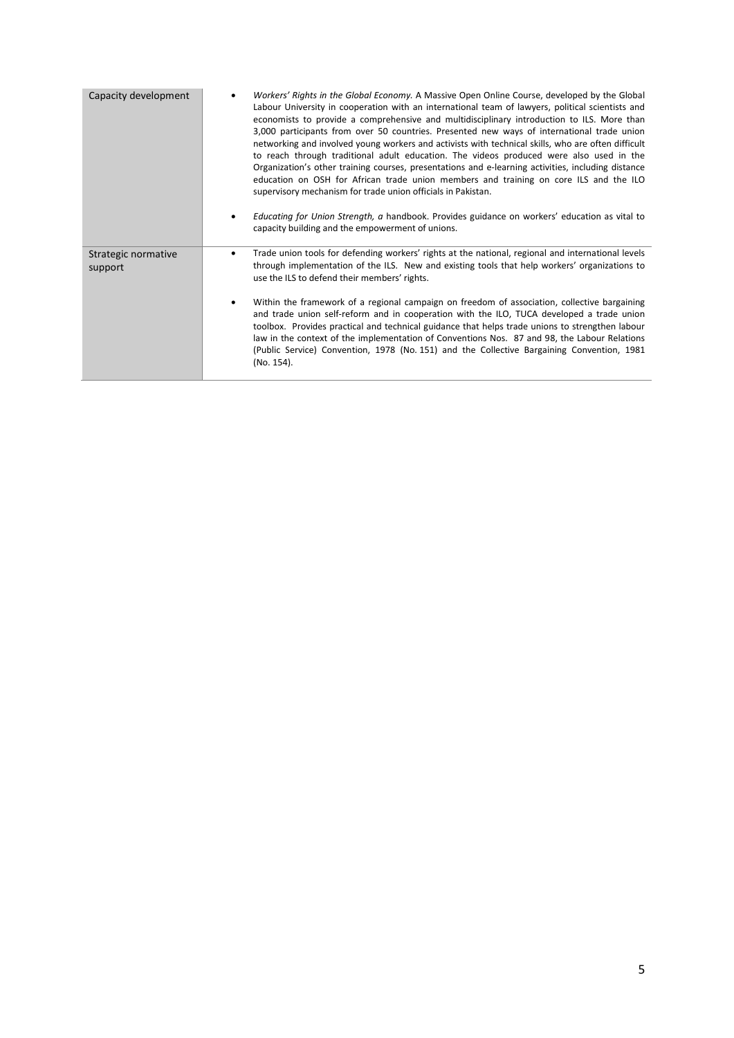| | |
|---|---|
| Capacity development | • *Workers' Rights in the Global Economy*. A Massive Open Online Course, developed by the Global Labour University in cooperation with an international team of lawyers, political scientists and economists to provide a comprehensive and multidisciplinary introduction to ILS. More than 3,000 participants from over 50 countries. Presented new ways of international trade union networking and involved young workers and activists with technical skills, who are often difficult to reach through traditional adult education. The videos produced were also used in the Organization's other training courses, presentations and e-learning activities, including distance education on OSH for African trade union members and training on core ILS and the ILO supervisory mechanism for trade union officials in Pakistan.<br><br>• *Educating for Union Strength, a* handbook. Provides guidance on workers' education as vital to capacity building and the empowerment of unions. |
| Strategic normative support | • Trade union tools for defending workers' rights at the national, regional and international levels through implementation of the ILS. New and existing tools that help workers' organizations to use the ILS to defend their members' rights.<br><br>• Within the framework of a regional campaign on freedom of association, collective bargaining and trade union self-reform and in cooperation with the ILO, TUCA developed a trade union toolbox. Provides practical and technical guidance that helps trade unions to strengthen labour law in the context of the implementation of Conventions Nos. 87 and 98, the Labour Relations (Public Service) Convention, 1978 (No. 151) and the Collective Bargaining Convention, 1981 (No. 154). |